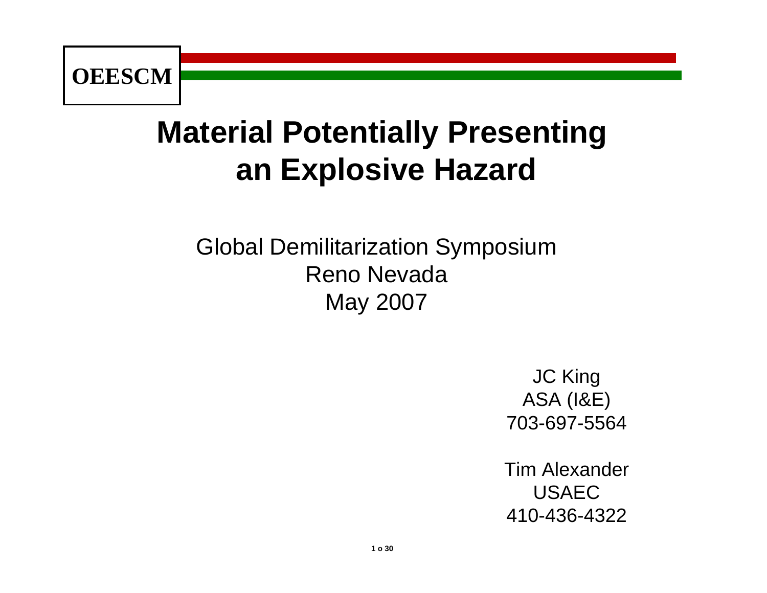**OEESCM**

# Material Potentially Presenting an Explosive Hazard

Global Demilitarization Symposium
Reno Nevada
May 2007

JC King
ASA (I&E)
703-697-5564

Tim Alexander
USAEC
410-436-4322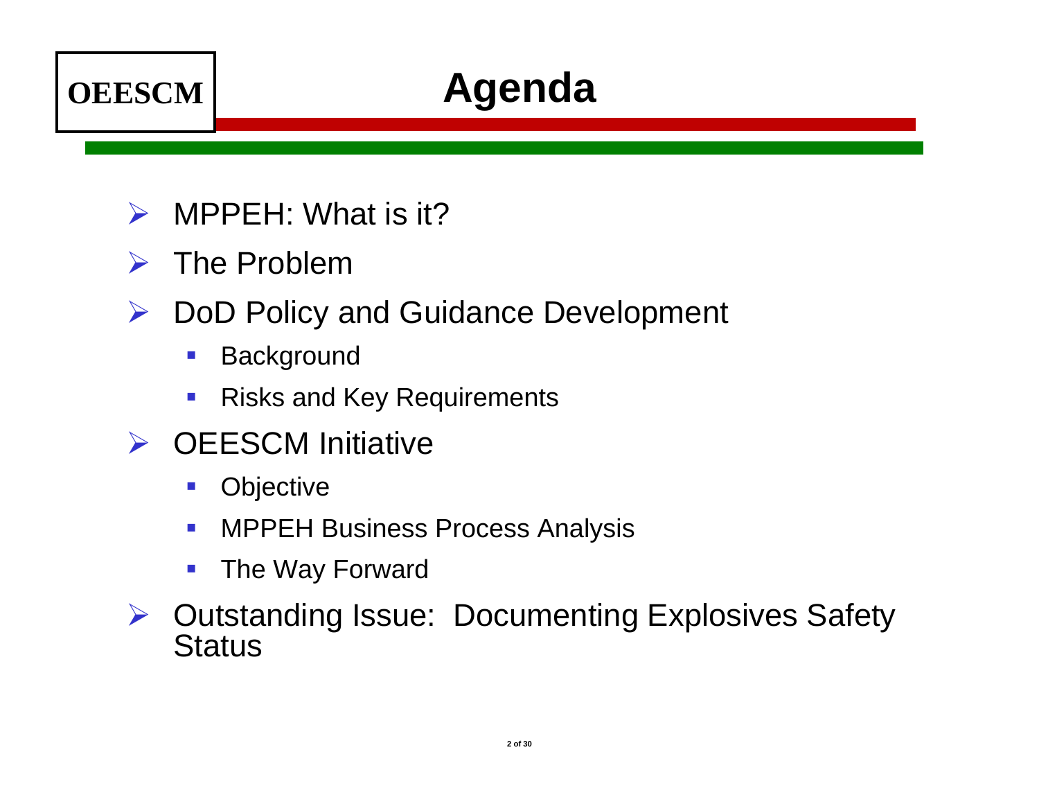OEESCM

# Agenda

- MPPEH: What is it?
- The Problem
- DoD Policy and Guidance Development
  - Background
  - Risks and Key Requirements
- OEESCM Initiative
  - Objective
  - MPPEH Business Process Analysis
  - The Way Forward
- Outstanding Issue: Documenting Explosives Safety Status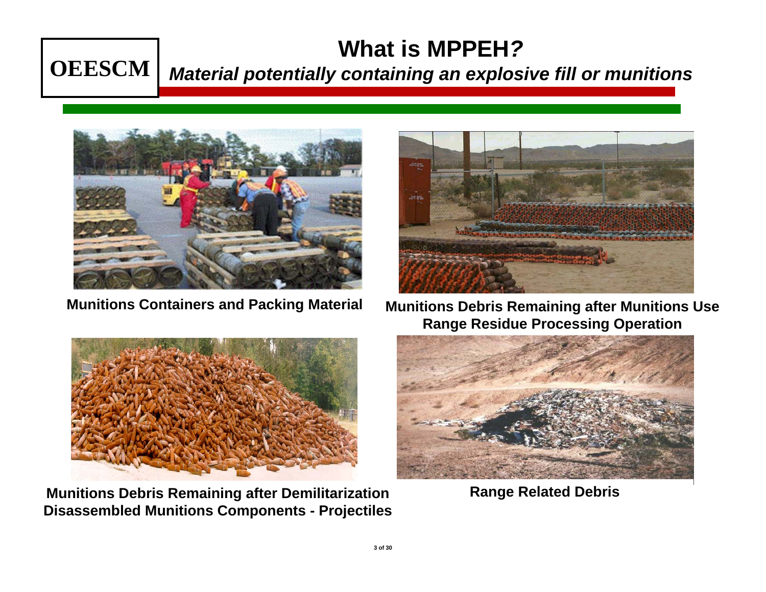OEESCM

# What is MPPEH?

***Material potentially containing an explosive fill or munitions***

**Munitions Containers and Packing Material**

**Munitions Debris Remaining after Munitions Use**
**Range Residue Processing Operation**

**Munitions Debris Remaining after Demilitarization**
**Disassembled Munitions Components - Projectiles**

**Range Related Debris**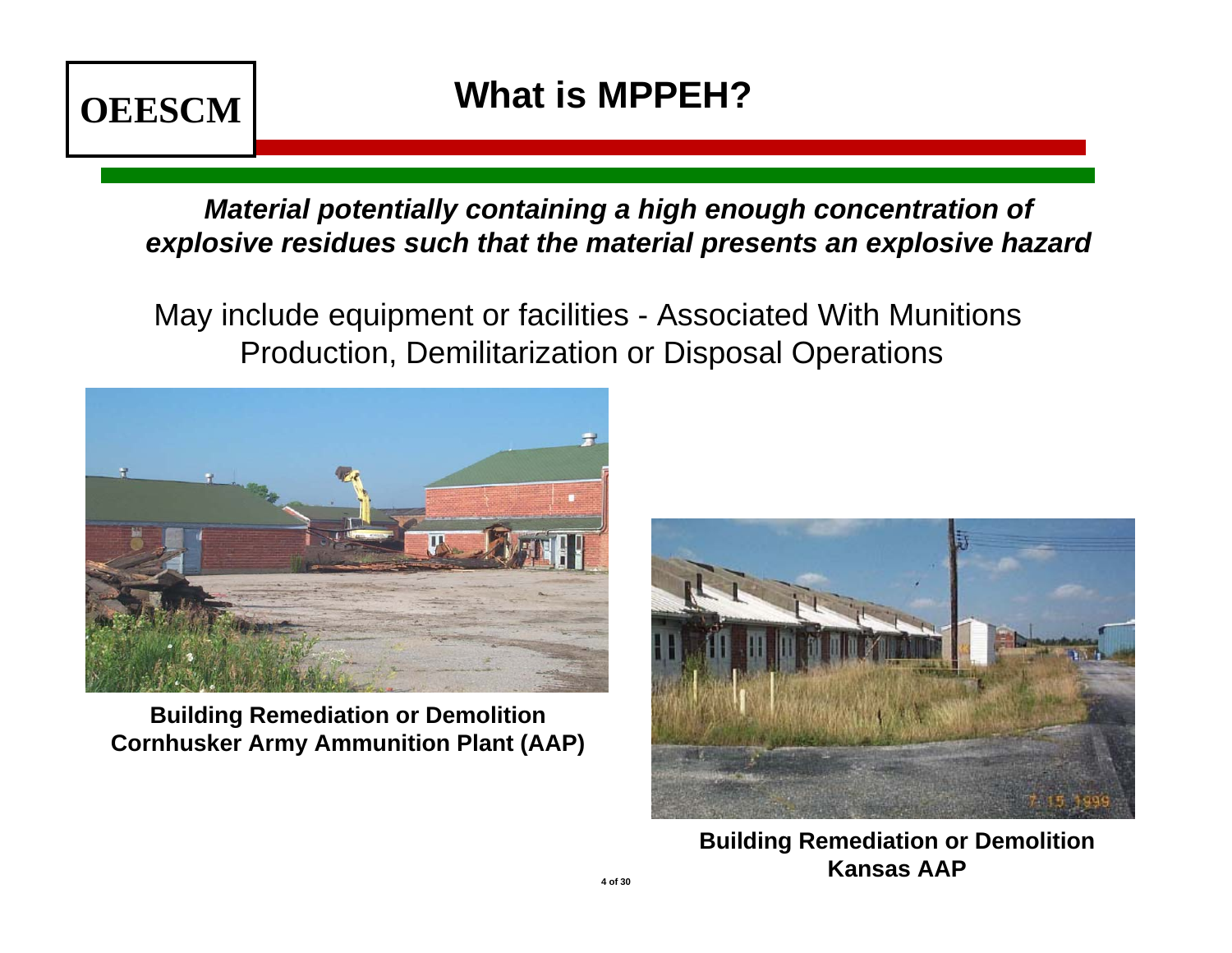OEESCM

# What is MPPEH?

***Material potentially containing a high enough concentration of explosive residues such that the material presents an explosive hazard***

May include equipment or facilities - Associated With Munitions Production, Demilitarization or Disposal Operations

**Building Remediation or Demolition**
**Cornhusker Army Ammunition Plant (AAP)**

**Building Remediation or Demolition**
**Kansas AAP**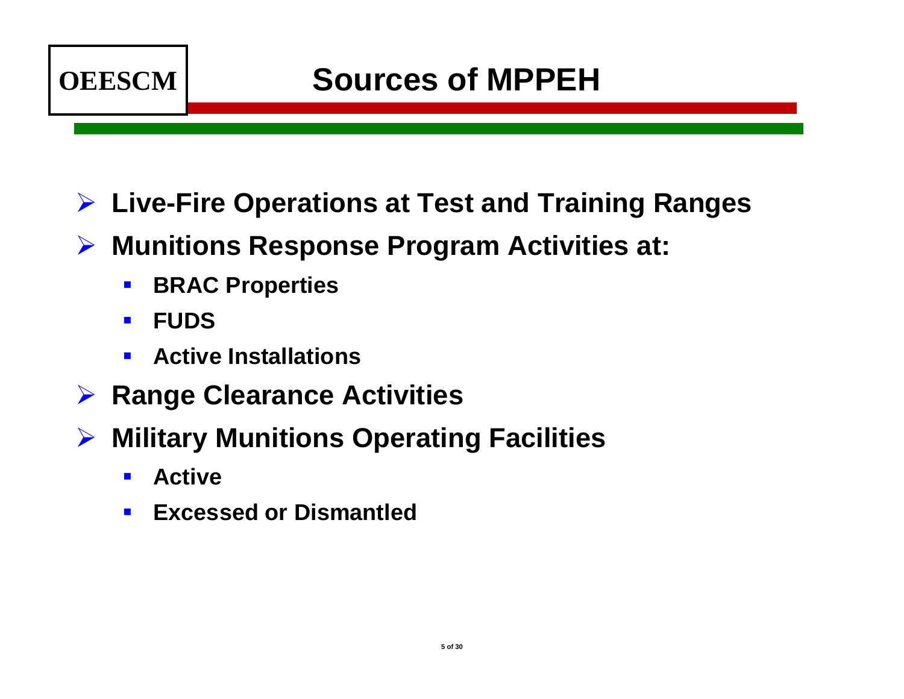OEESCM

# Sources of MPPEH

- **Live-Fire Operations at Test and Training Ranges**
- **Munitions Response Program Activities at:**
  - **BRAC Properties**
  - **FUDS**
  - **Active Installations**
- **Range Clearance Activities**
- **Military Munitions Operating Facilities**
  - **Active**
  - **Excessed or Dismantled**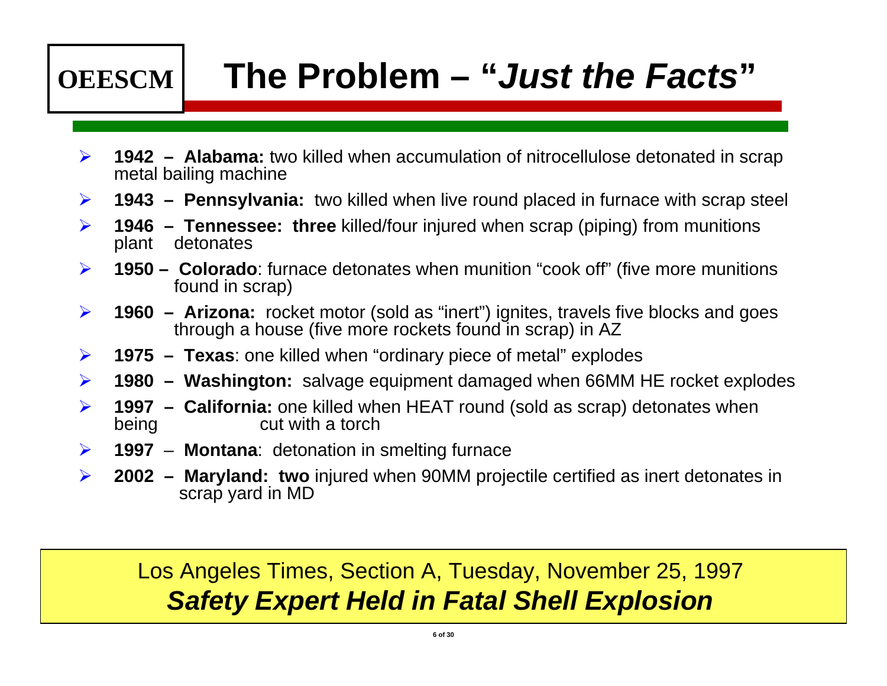**OEESCM**

# The Problem – "*Just the Facts*"

- **1942 – Alabama:** two killed when accumulation of nitrocellulose detonated in scrap metal bailing machine
- **1943 – Pennsylvania:** two killed when live round placed in furnace with scrap steel
- **1946 – Tennessee: three** killed/four injured when scrap (piping) from munitions plant detonates
- **1950 – Colorado**: furnace detonates when munition "cook off" (five more munitions found in scrap)
- **1960 – Arizona:** rocket motor (sold as "inert") ignites, travels five blocks and goes through a house (five more rockets found in scrap) in AZ
- **1975 – Texas**: one killed when "ordinary piece of metal" explodes
- **1980 – Washington:** salvage equipment damaged when 66MM HE rocket explodes
- **1997 – California:** one killed when HEAT round (sold as scrap) detonates when being cut with a torch
- **1997** – **Montana**: detonation in smelting furnace
- **2002 – Maryland: two** injured when 90MM projectile certified as inert detonates in scrap yard in MD

Los Angeles Times, Section A, Tuesday, November 25, 1997

***Safety Expert Held in Fatal Shell Explosion***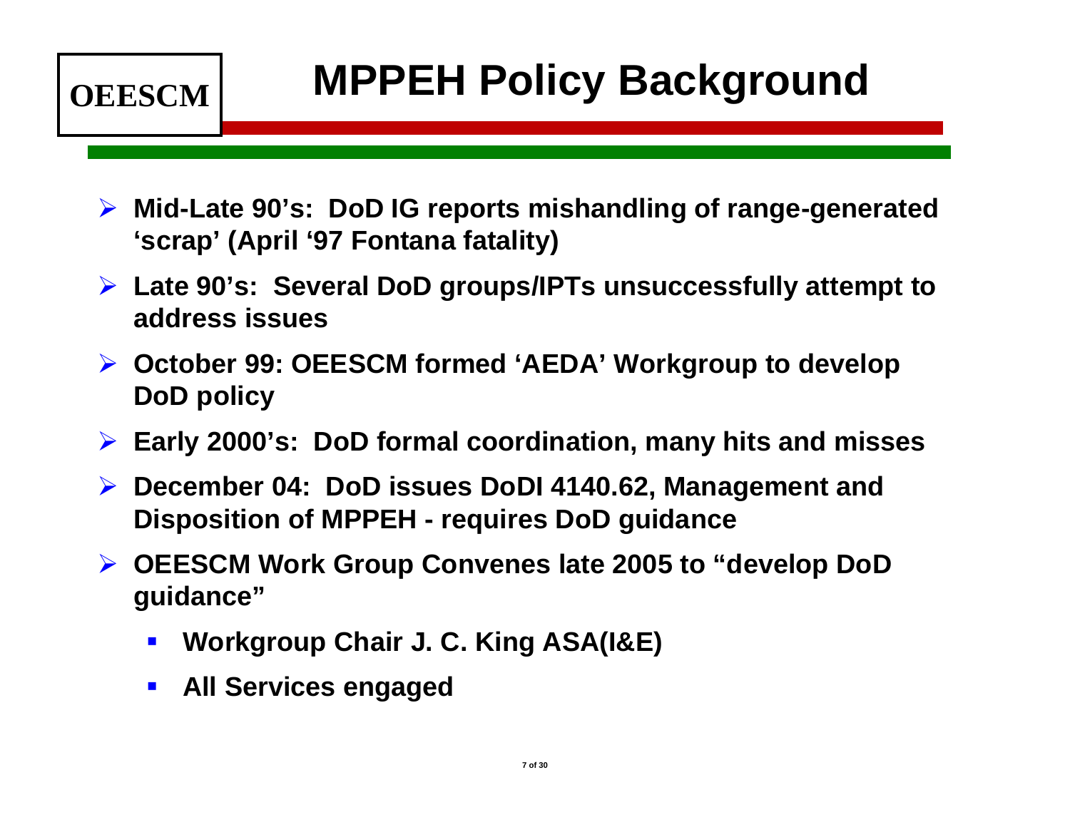OEESCM

# MPPEH Policy Background

- **Mid-Late 90's: DoD IG reports mishandling of range-generated 'scrap' (April '97 Fontana fatality)**
- **Late 90's: Several DoD groups/IPTs unsuccessfully attempt to address issues**
- **October 99: OEESCM formed 'AEDA' Workgroup to develop DoD policy**
- **Early 2000's: DoD formal coordination, many hits and misses**
- **December 04: DoD issues DoDI 4140.62, Management and Disposition of MPPEH - requires DoD guidance**
- **OEESCM Work Group Convenes late 2005 to "develop DoD guidance"**
  - **Workgroup Chair J. C. King ASA(I&E)**
  - **All Services engaged**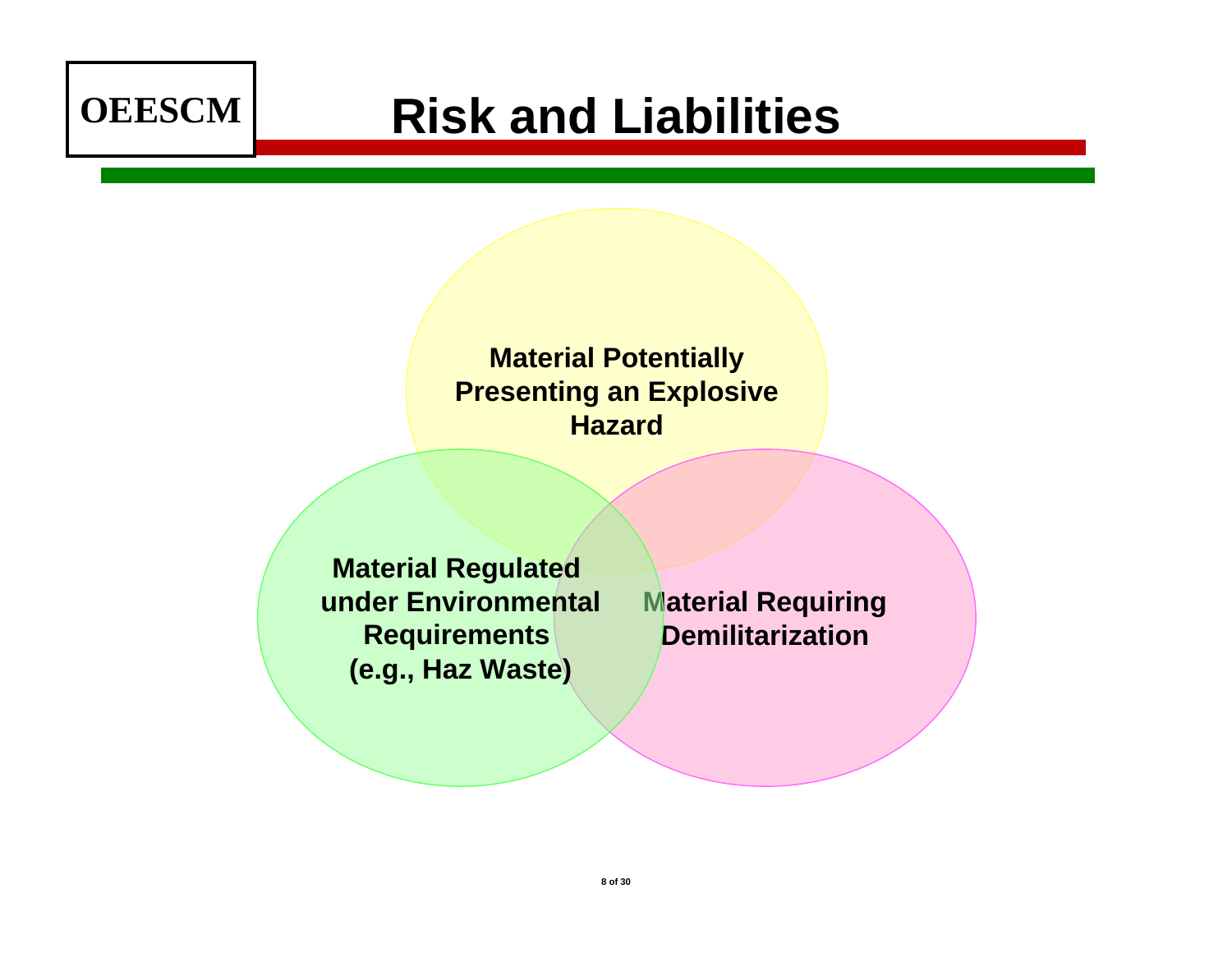OEESCM

# Risk and Liabilities

**Material Potentially Presenting an Explosive Hazard**

**Material Regulated under Environmental Requirements (e.g., Haz Waste)**

**Material Requiring Demilitarization**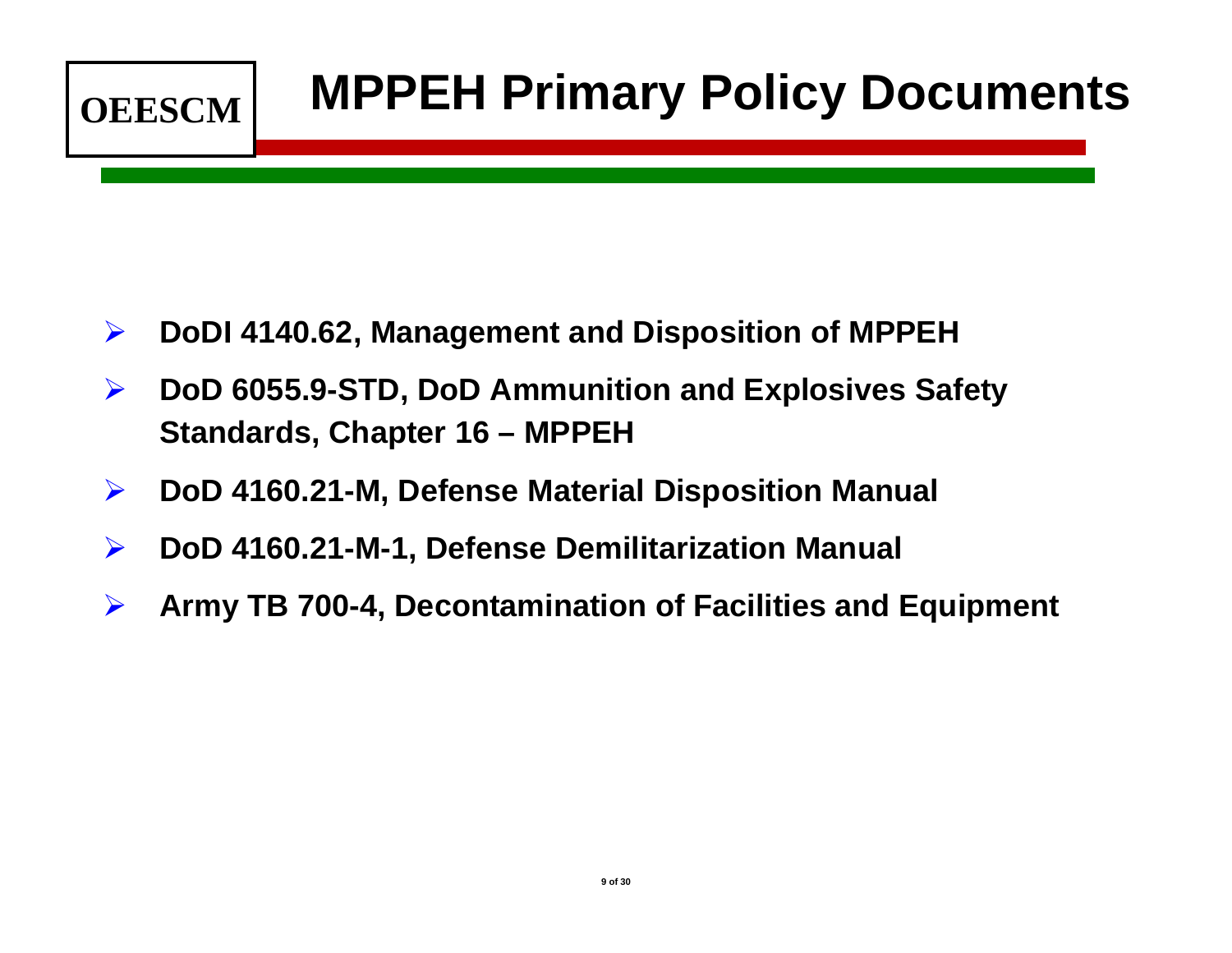OEESCM

# MPPEH Primary Policy Documents

- **DoDI 4140.62, Management and Disposition of MPPEH**
- **DoD 6055.9-STD, DoD Ammunition and Explosives Safety Standards, Chapter 16 – MPPEH**
- **DoD 4160.21-M, Defense Material Disposition Manual**
- **DoD 4160.21-M-1, Defense Demilitarization Manual**
- **Army TB 700-4, Decontamination of Facilities and Equipment**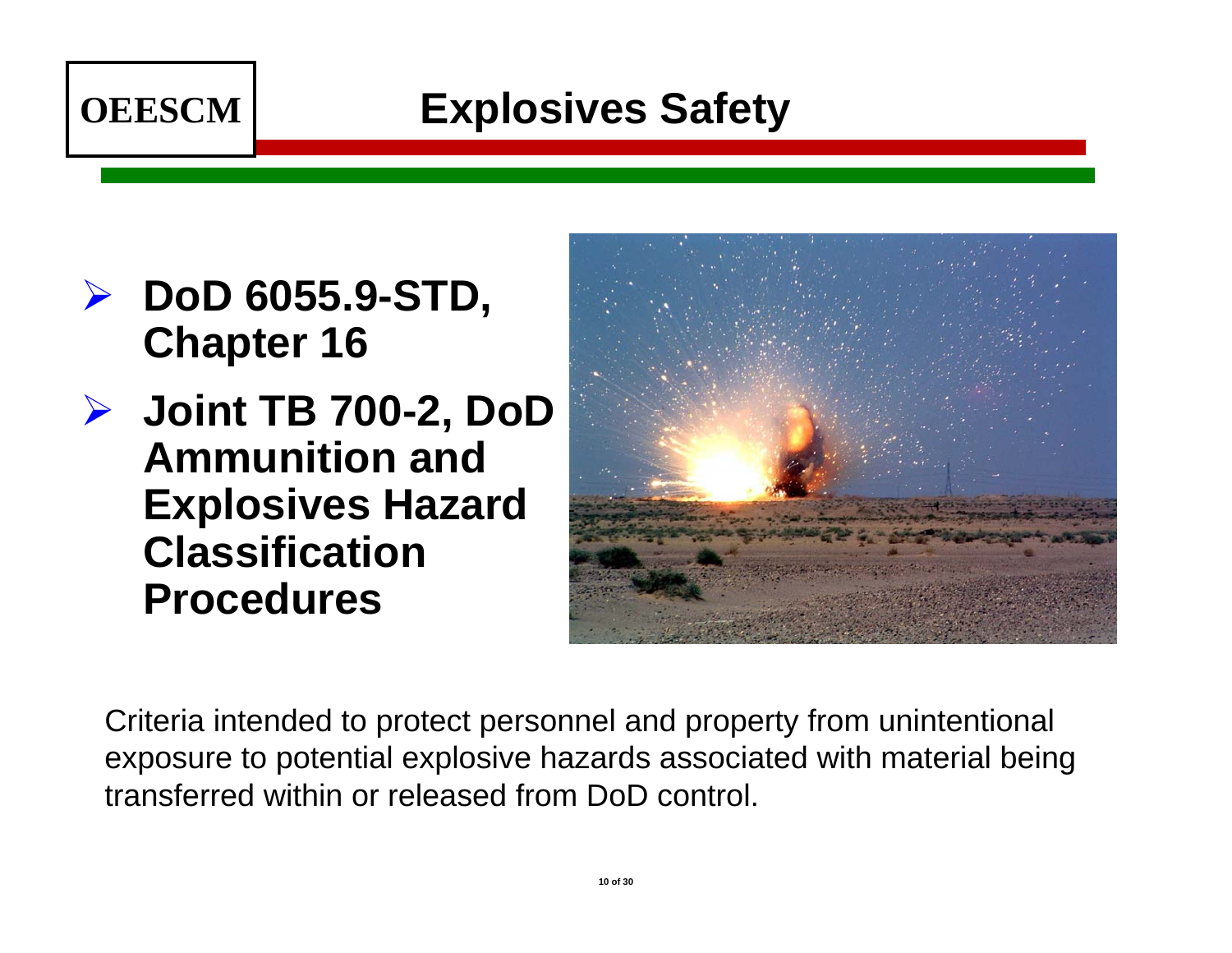OEESCM

# Explosives Safety

- **DoD 6055.9-STD, Chapter 16**
- **Joint TB 700-2, DoD Ammunition and Explosives Hazard Classification Procedures**

Criteria intended to protect personnel and property from unintentional exposure to potential explosive hazards associated with material being transferred within or released from DoD control.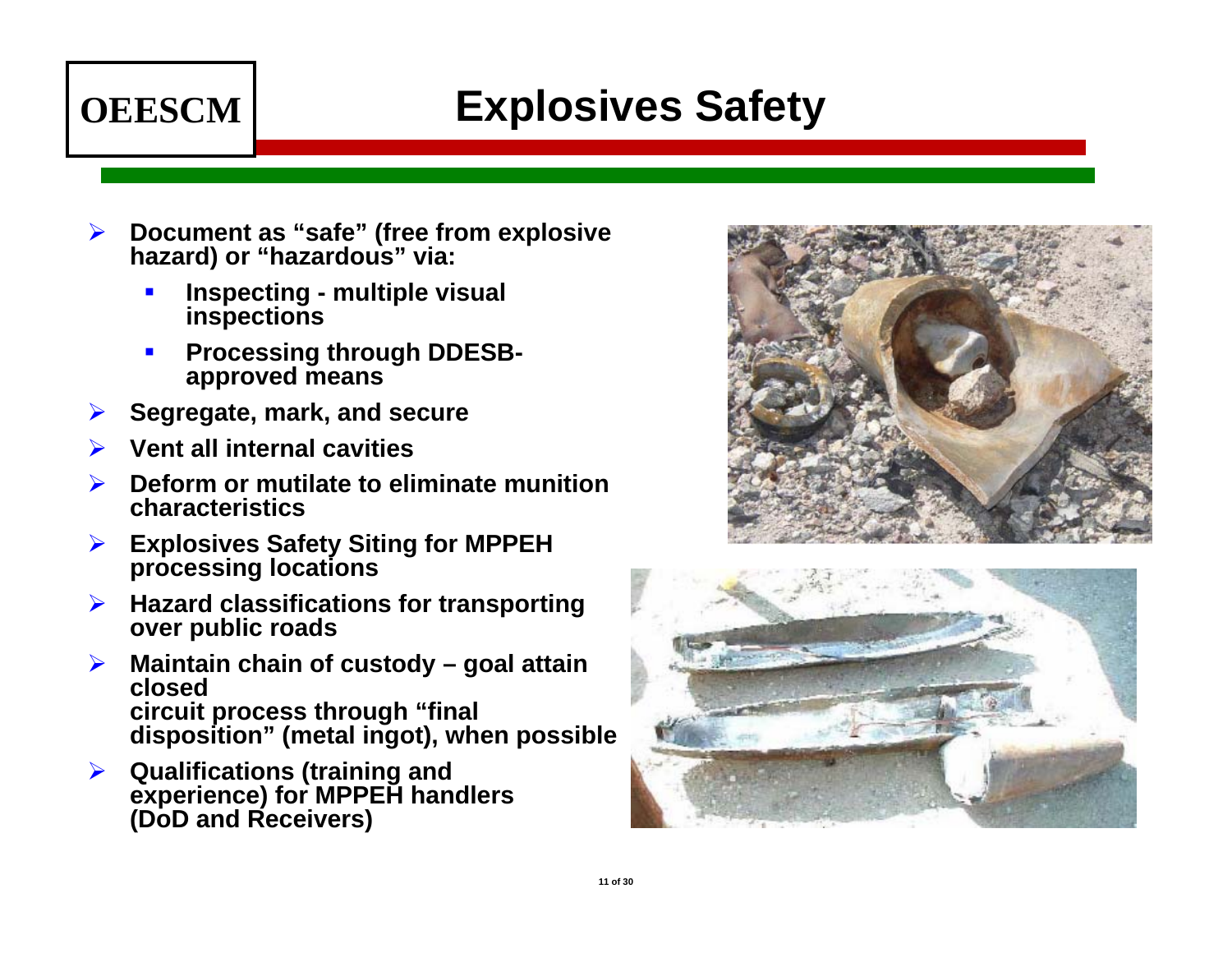OEESCM

# Explosives Safety

- Document as "safe" (free from explosive hazard) or "hazardous" via:
  - Inspecting - multiple visual inspections
  - Processing through DDESB-approved means
- Segregate, mark, and secure
- Vent all internal cavities
- Deform or mutilate to eliminate munition characteristics
- Explosives Safety Siting for MPPEH processing locations
- Hazard classifications for transporting over public roads
- Maintain chain of custody – goal attain closed circuit process through "final disposition" (metal ingot), when possible
- Qualifications (training and experience) for MPPEH handlers (DoD and Receivers)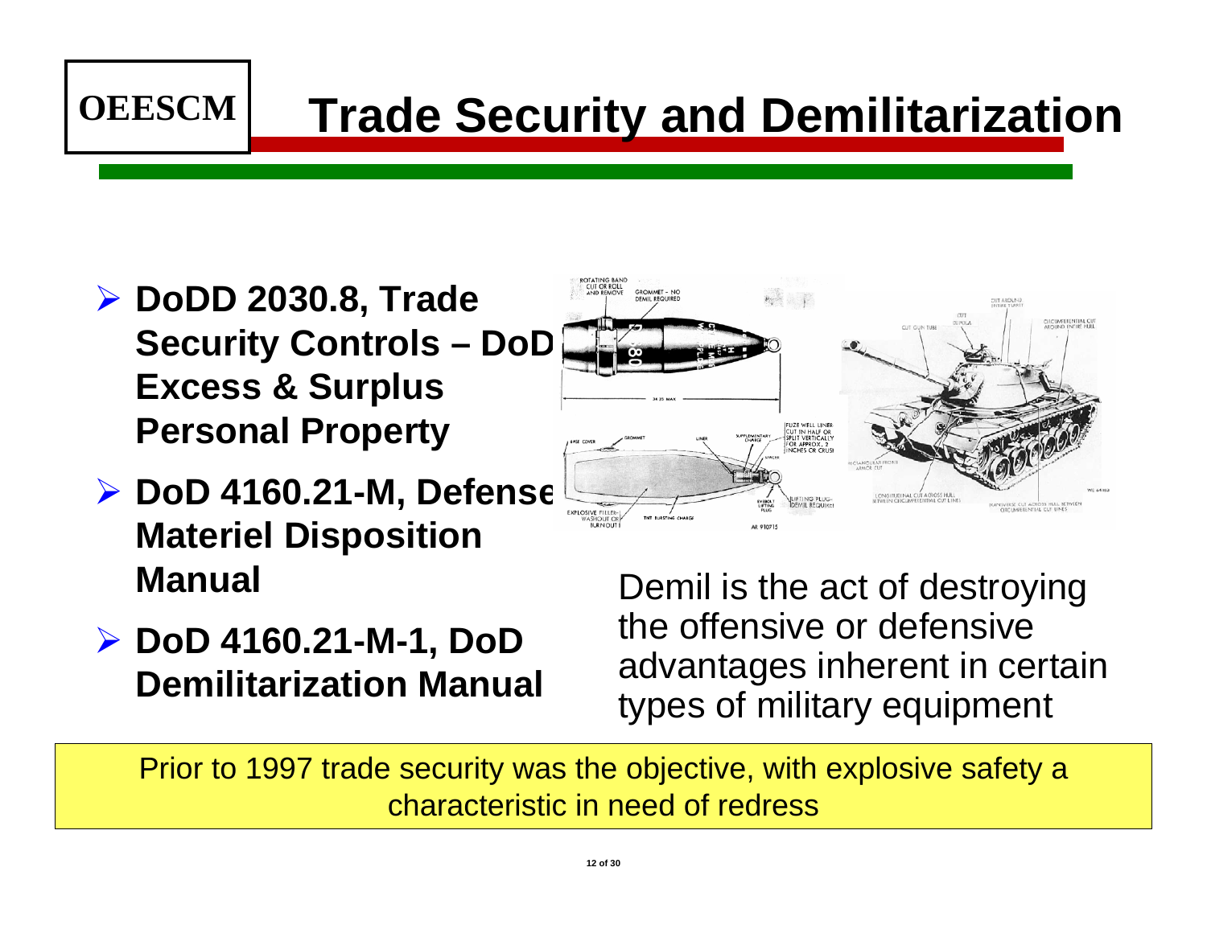# Trade Security and Demilitarization

OEESCM

- **DoDD 2030.8, Trade Security Controls – DoD Excess & Surplus Personal Property**
- **DoD 4160.21-M, Defense Materiel Disposition Manual**
- **DoD 4160.21-M-1, DoD Demilitarization Manual**

Demil is the act of destroying the offensive or defensive advantages inherent in certain types of military equipment

Prior to 1997 trade security was the objective, with explosive safety a characteristic in need of redress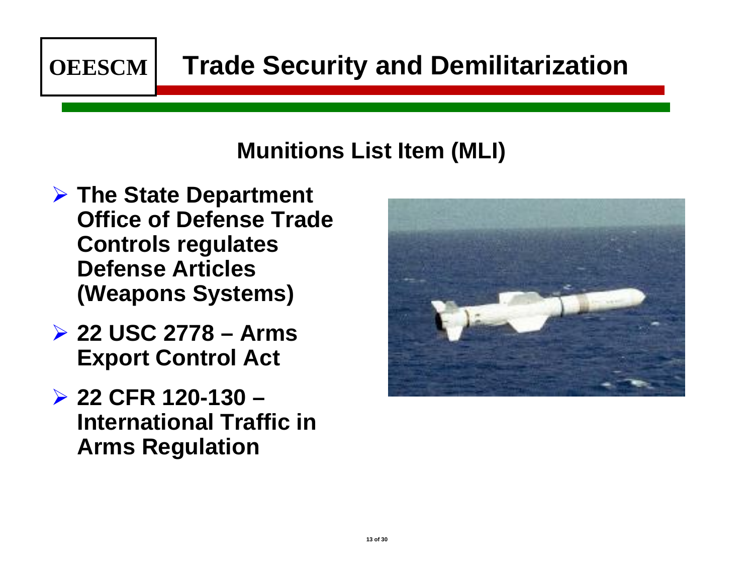# Trade Security and Demilitarization

## Munitions List Item (MLI)

- **The State Department Office of Defense Trade Controls regulates Defense Articles (Weapons Systems)**
- **22 USC 2778 – Arms Export Control Act**
- **22 CFR 120-130 – International Traffic in Arms Regulation**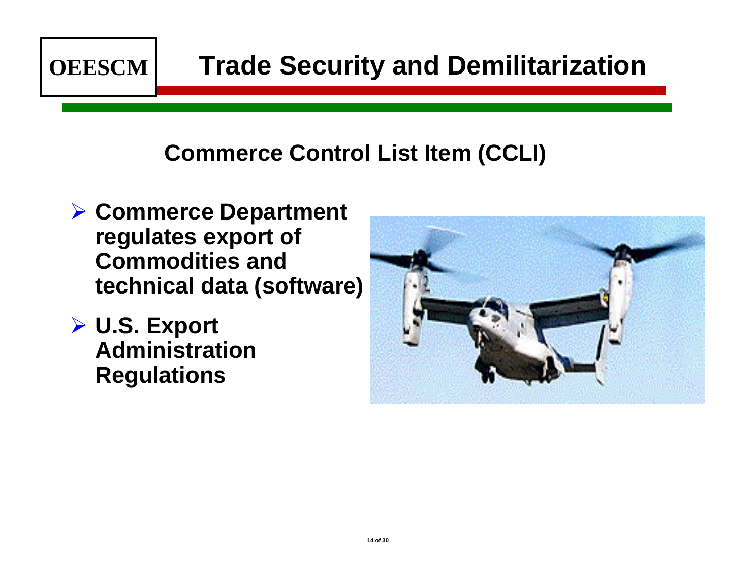# Trade Security and Demilitarization

## Commerce Control List Item (CCLI)

- **Commerce Department regulates export of Commodities and technical data (software)**
- **U.S. Export Administration Regulations**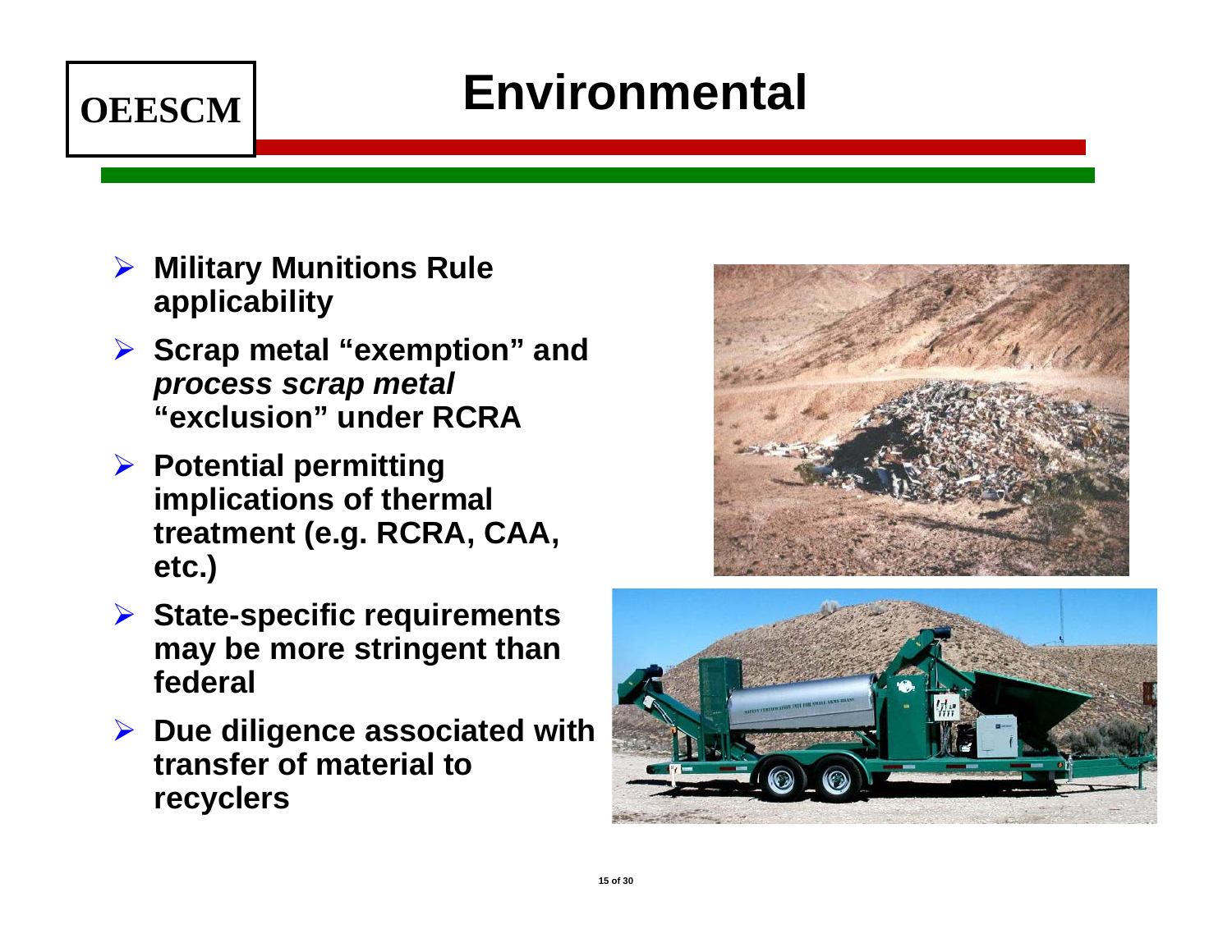OEESCM

# Environmental

- **Military Munitions Rule applicability**
- **Scrap metal "exemption" and *process scrap metal* "exclusion" under RCRA**
- **Potential permitting implications of thermal treatment (e.g. RCRA, CAA, etc.)**
- **State-specific requirements may be more stringent than federal**
- **Due diligence associated with transfer of material to recyclers**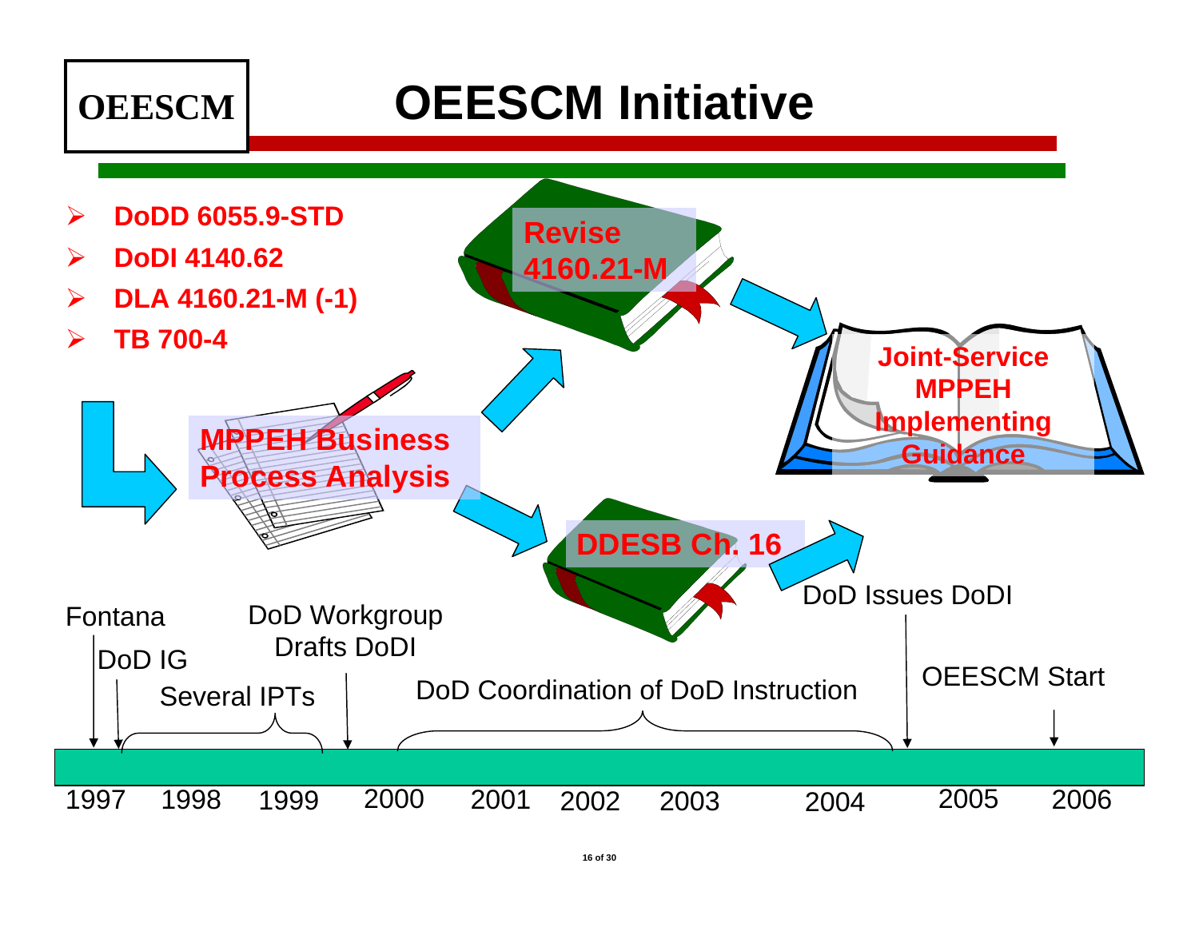# OEESCM Initiative

OEESCM

- **DoDD 6055.9-STD**
- **DoDI 4140.62**
- **DLA 4160.21-M (-1)**
- **TB 700-4**

**MPPEH Business Process Analysis**

**Revise 4160.21-M**

**DDESB Ch. 16**

**Joint-Service MPPEH Implementing Guidance**

Fontana

DoD IG

Several IPTs

DoD Workgroup Drafts DoDI

DoD Coordination of DoD Instruction

DoD Issues DoDI

OEESCM Start

1997 1998 1999 2000 2001 2002 2003 2004 2005 2006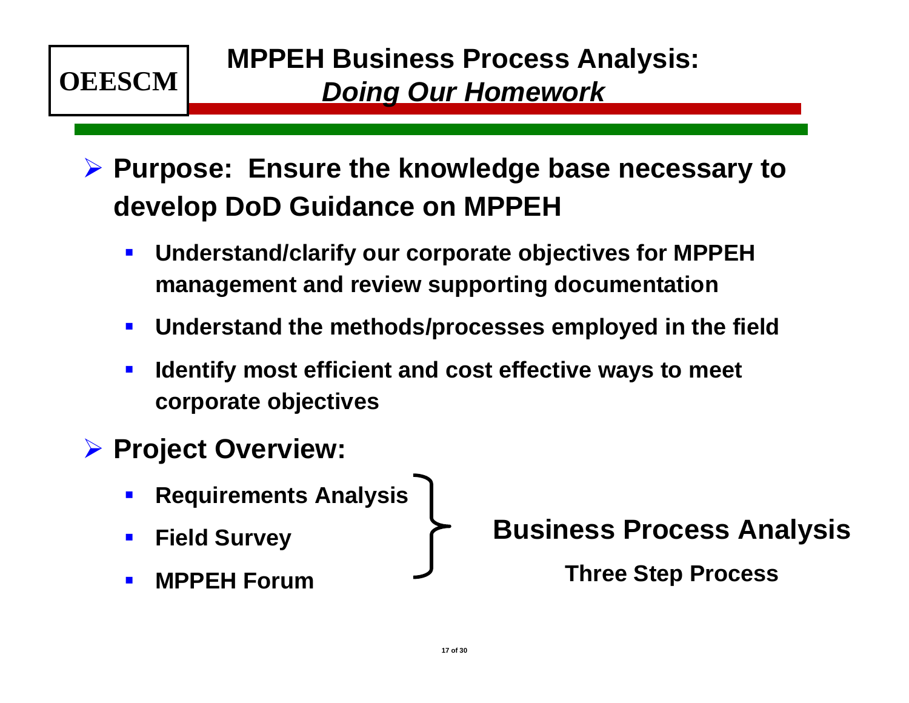OEESCM

# MPPEH Business Process Analysis: *Doing Our Homework*

- **Purpose: Ensure the knowledge base necessary to develop DoD Guidance on MPPEH**
  - **Understand/clarify our corporate objectives for MPPEH management and review supporting documentation**
  - **Understand the methods/processes employed in the field**
  - **Identify most efficient and cost effective ways to meet corporate objectives**
- **Project Overview:**
  - **Requirements Analysis**
  - **Field Survey**
  - **MPPEH Forum**

**Business Process Analysis**

**Three Step Process**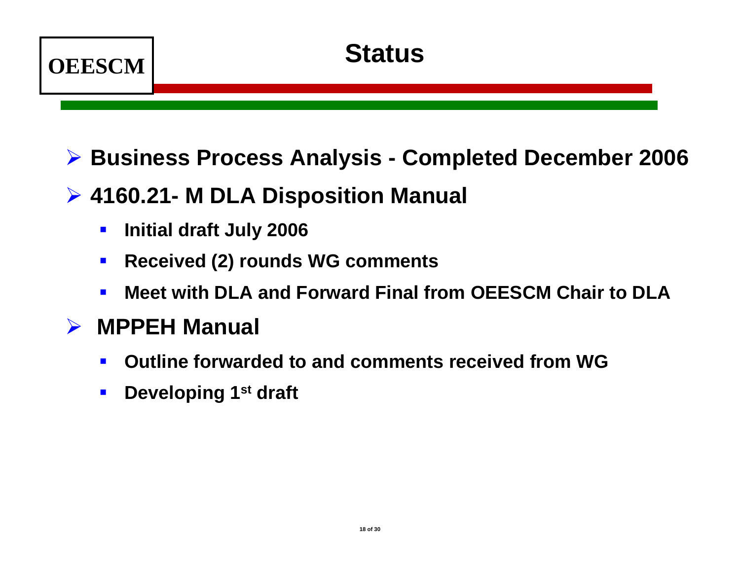OEESCM

# Status

- **Business Process Analysis - Completed December 2006**
- **4160.21- M DLA Disposition Manual**
  - **Initial draft July 2006**
  - **Received (2) rounds WG comments**
  - **Meet with DLA and Forward Final from OEESCM Chair to DLA**
- **MPPEH Manual**
  - **Outline forwarded to and comments received from WG**
  - **Developing 1st draft**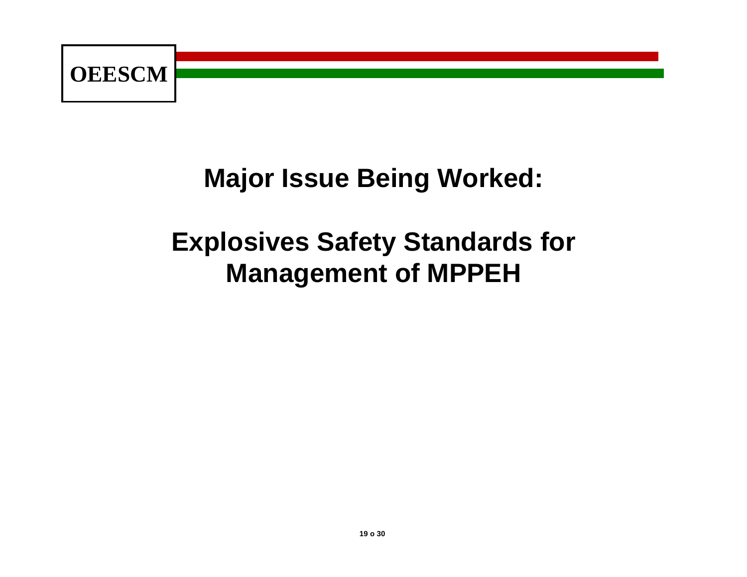# Major Issue Being Worked:

# Explosives Safety Standards for Management of MPPEH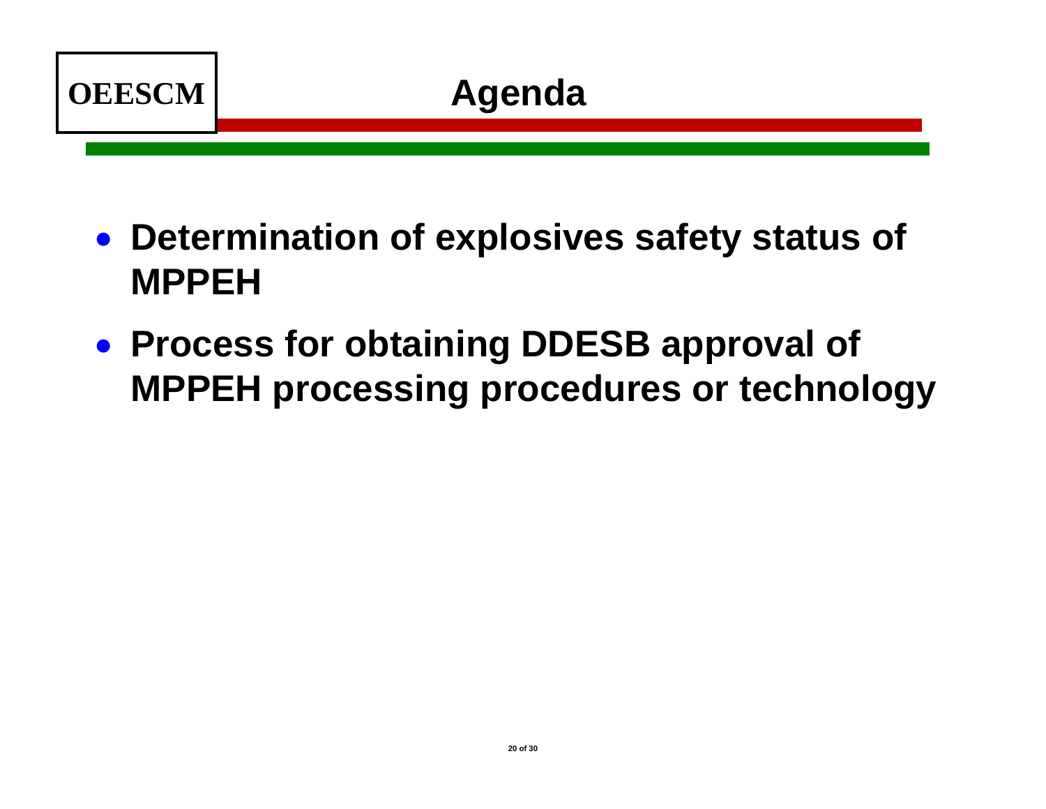OEESCM

# Agenda

- **Determination of explosives safety status of MPPEH**
- **Process for obtaining DDESB approval of MPPEH processing procedures or technology**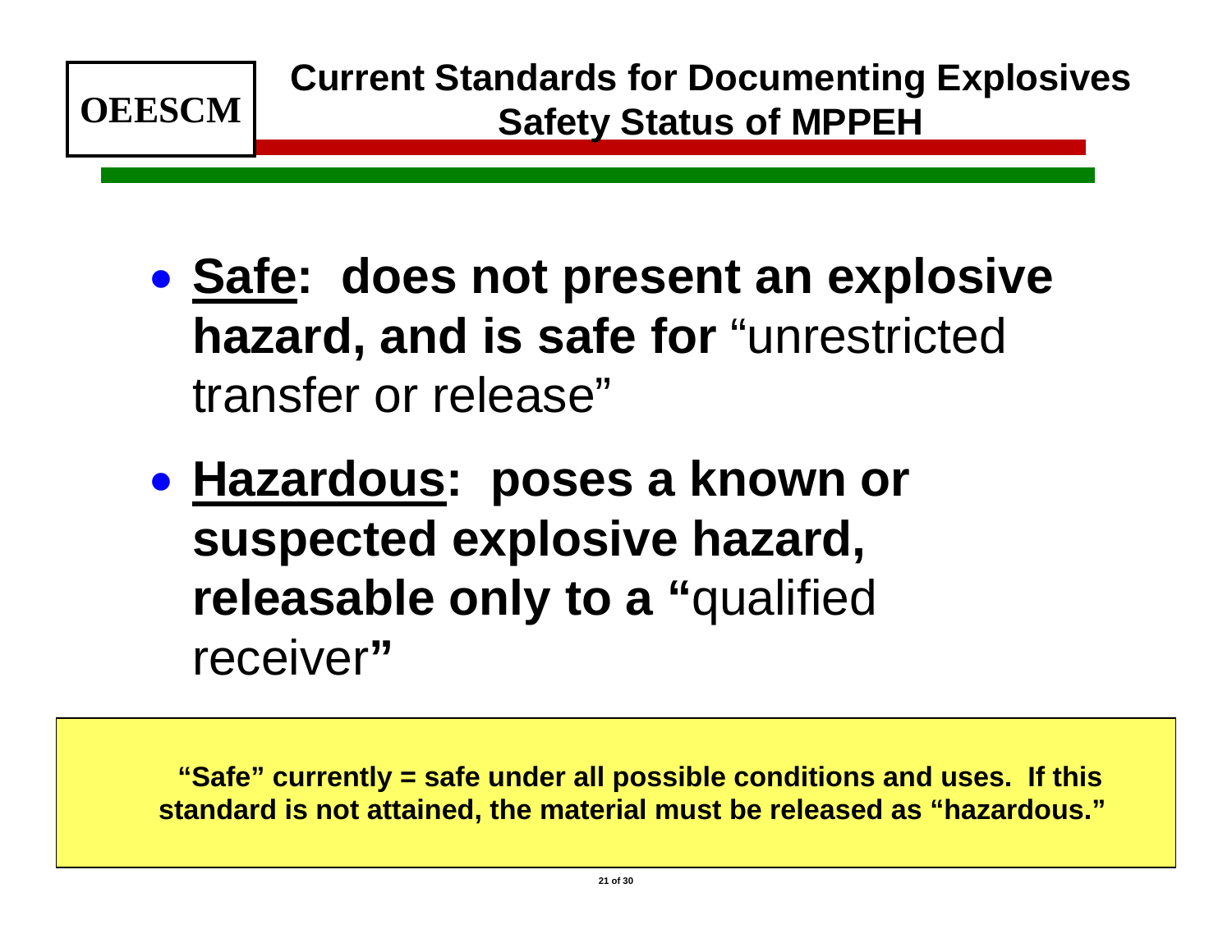OEESCM

# Current Standards for Documenting Explosives Safety Status of MPPEH

- **<u>Safe</u>: does not present an explosive hazard, and is safe for** "unrestricted transfer or release"
- **<u>Hazardous</u>: poses a known or suspected explosive hazard, releasable only to a "**qualified receiver**"**

**"Safe" currently = safe under all possible conditions and uses. If this standard is not attained, the material must be released as "hazardous."**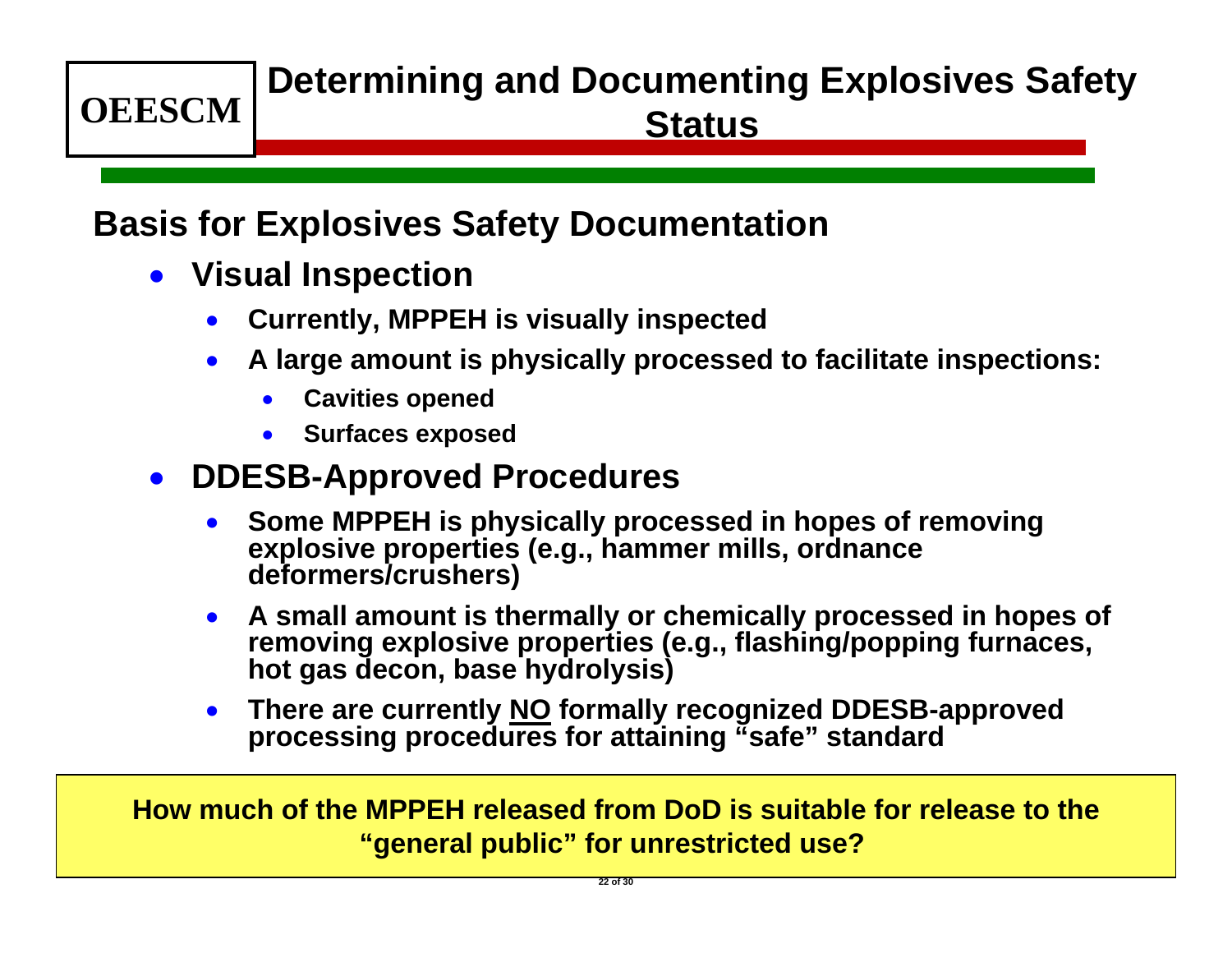**OEESCM**

# Determining and Documenting Explosives Safety Status

## Basis for Explosives Safety Documentation

- **Visual Inspection**
  - **Currently, MPPEH is visually inspected**
  - **A large amount is physically processed to facilitate inspections:**
    - **Cavities opened**
    - **Surfaces exposed**
- **DDESB-Approved Procedures**
  - **Some MPPEH is physically processed in hopes of removing explosive properties (e.g., hammer mills, ordnance deformers/crushers)**
  - **A small amount is thermally or chemically processed in hopes of removing explosive properties (e.g., flashing/popping furnaces, hot gas decon, base hydrolysis)**
  - **There are currently <u>NO</u> formally recognized DDESB-approved processing procedures for attaining "safe" standard**

**How much of the MPPEH released from DoD is suitable for release to the "general public" for unrestricted use?**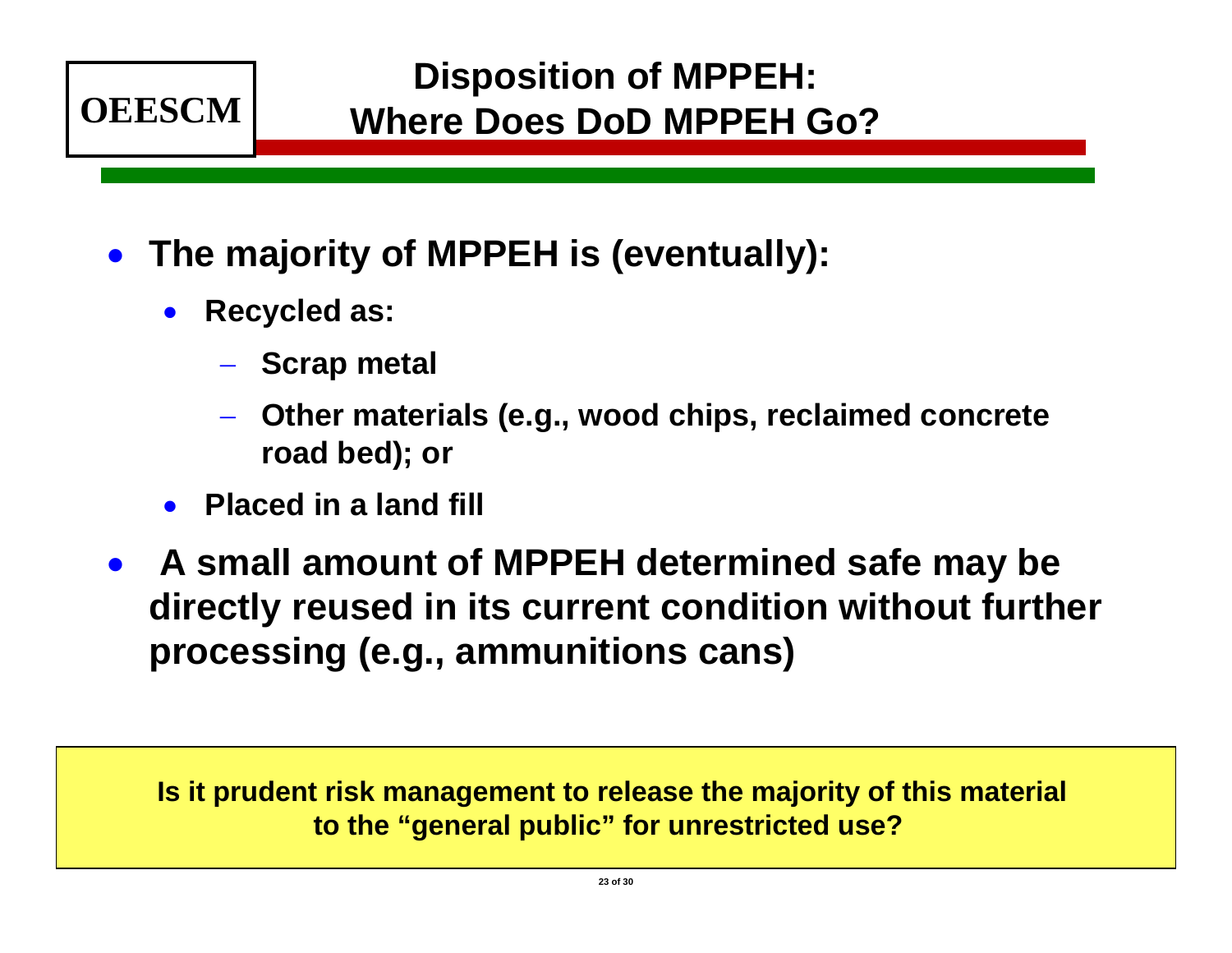OEESCM

# Disposition of MPPEH: Where Does DoD MPPEH Go?

- **The majority of MPPEH is (eventually):**
  - **Recycled as:**
    - **Scrap metal**
    - **Other materials (e.g., wood chips, reclaimed concrete road bed); or**
  - **Placed in a land fill**
- **A small amount of MPPEH determined safe may be directly reused in its current condition without further processing (e.g., ammunitions cans)**

**Is it prudent risk management to release the majority of this material to the “general public” for unrestricted use?**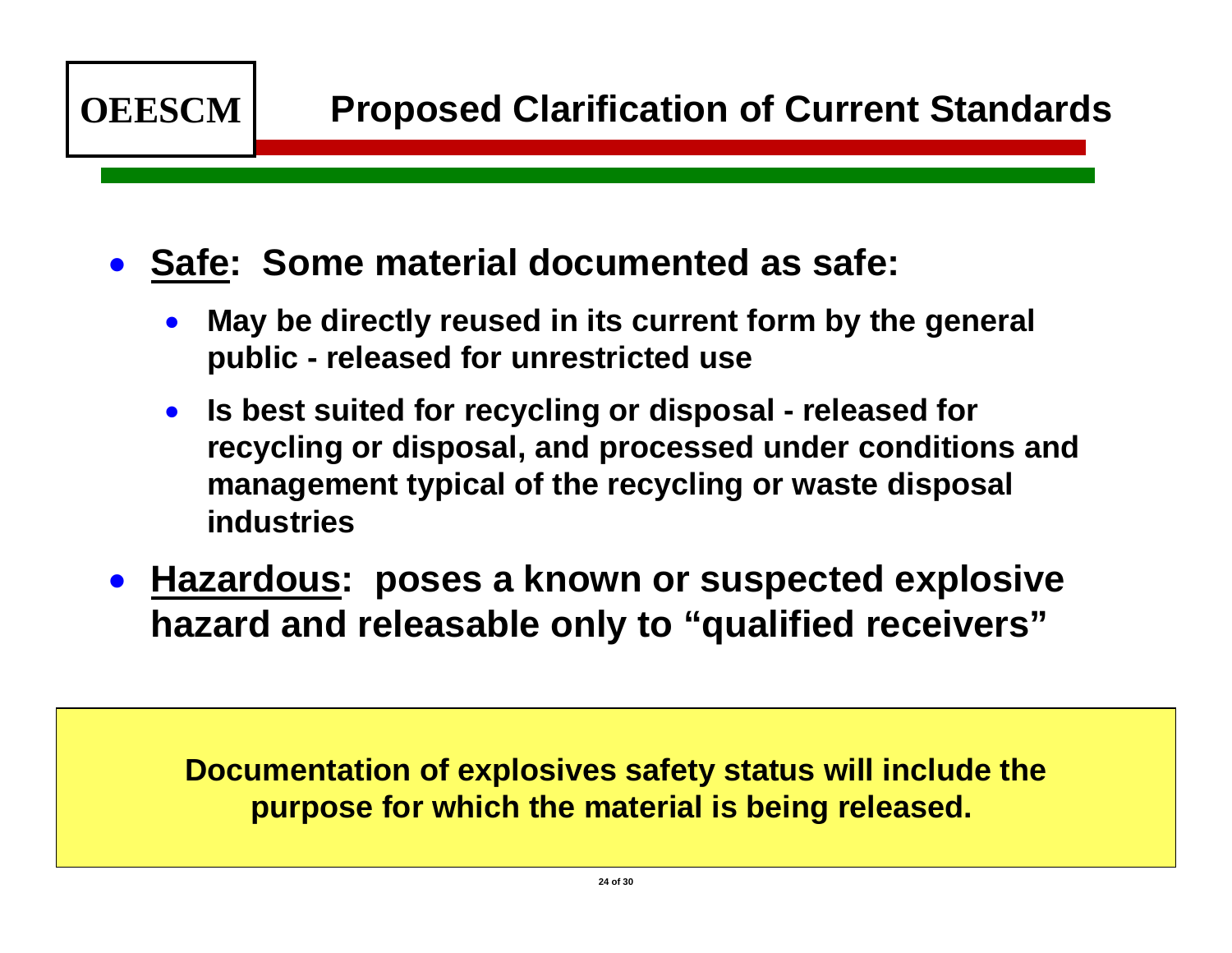**OEESCM**

# Proposed Clarification of Current Standards

- **Safe: Some material documented as safe:**
  - **May be directly reused in its current form by the general public - released for unrestricted use**
  - **Is best suited for recycling or disposal - released for recycling or disposal, and processed under conditions and management typical of the recycling or waste disposal industries**
- **Hazardous: poses a known or suspected explosive hazard and releasable only to "qualified receivers"**

**Documentation of explosives safety status will include the purpose for which the material is being released.**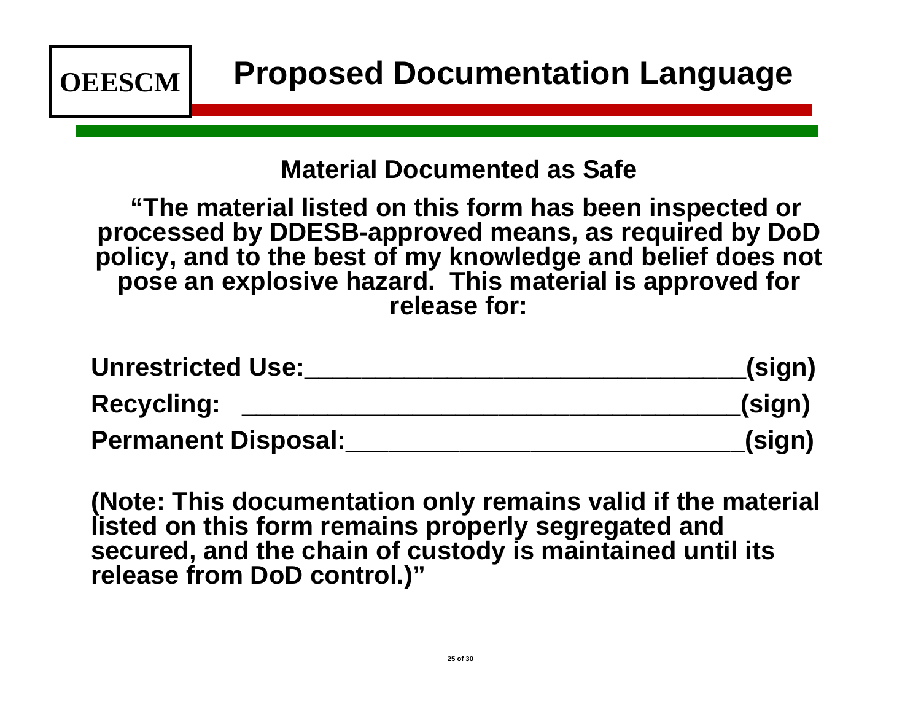OEESCM

# Proposed Documentation Language

## Material Documented as Safe

**"The material listed on this form has been inspected or processed by DDESB-approved means, as required by DoD policy, and to the best of my knowledge and belief does not pose an explosive hazard. This material is approved for release for:**

**Unrestricted Use:________________________________(sign)**

**Recycling: __________________________________(sign)**

**Permanent Disposal:____________________________(sign)**

**(Note: This documentation only remains valid if the material listed on this form remains properly segregated and secured, and the chain of custody is maintained until its release from DoD control.)"**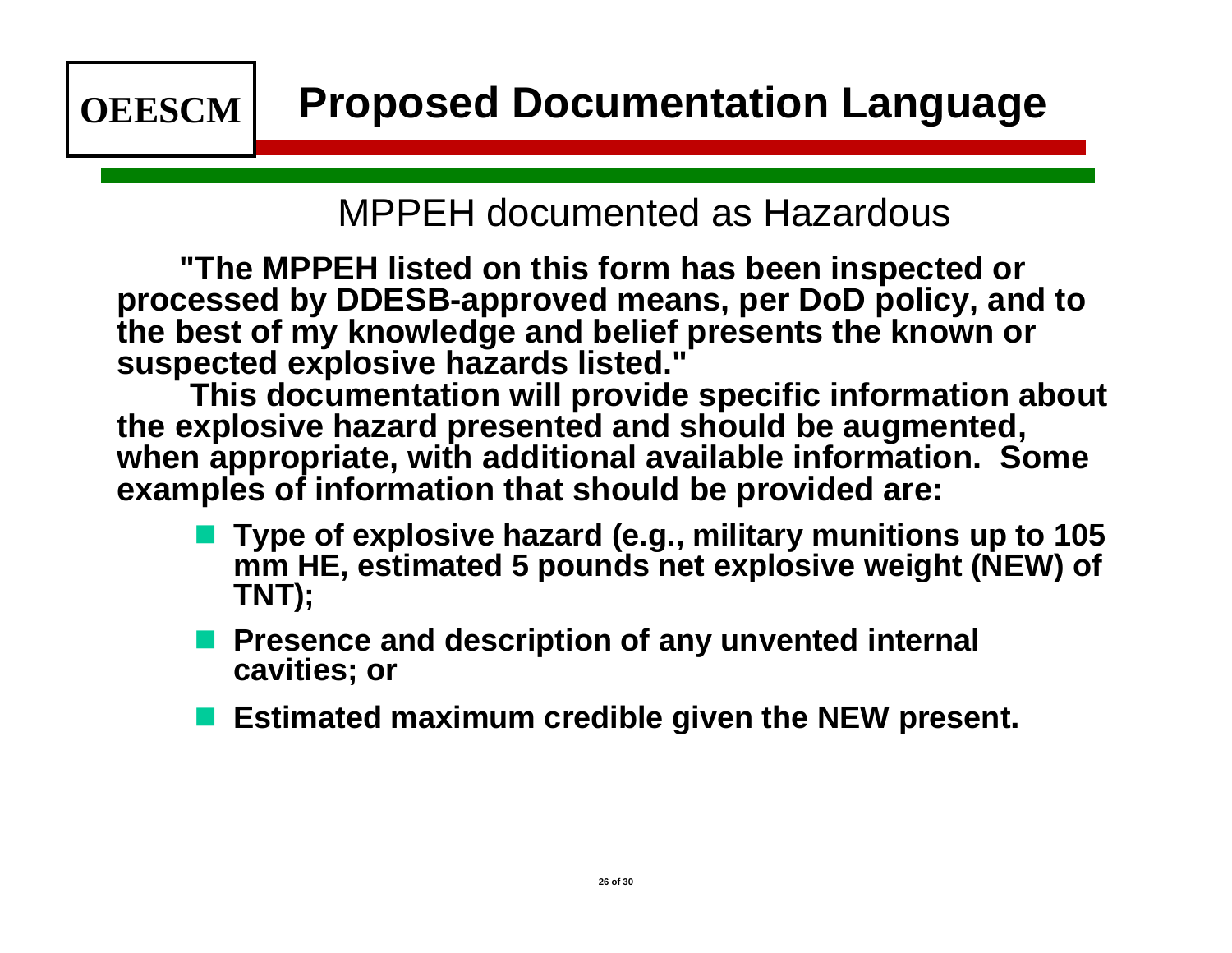OEESCM

# Proposed Documentation Language

## MPPEH documented as Hazardous

**"The MPPEH listed on this form has been inspected or processed by DDESB-approved means, per DoD policy, and to the best of my knowledge and belief presents the known or suspected explosive hazards listed."**

**This documentation will provide specific information about the explosive hazard presented and should be augmented, when appropriate, with additional available information. Some examples of information that should be provided are:**

- **Type of explosive hazard (e.g., military munitions up to 105 mm HE, estimated 5 pounds net explosive weight (NEW) of TNT);**
- **Presence and description of any unvented internal cavities; or**
- **Estimated maximum credible given the NEW present.**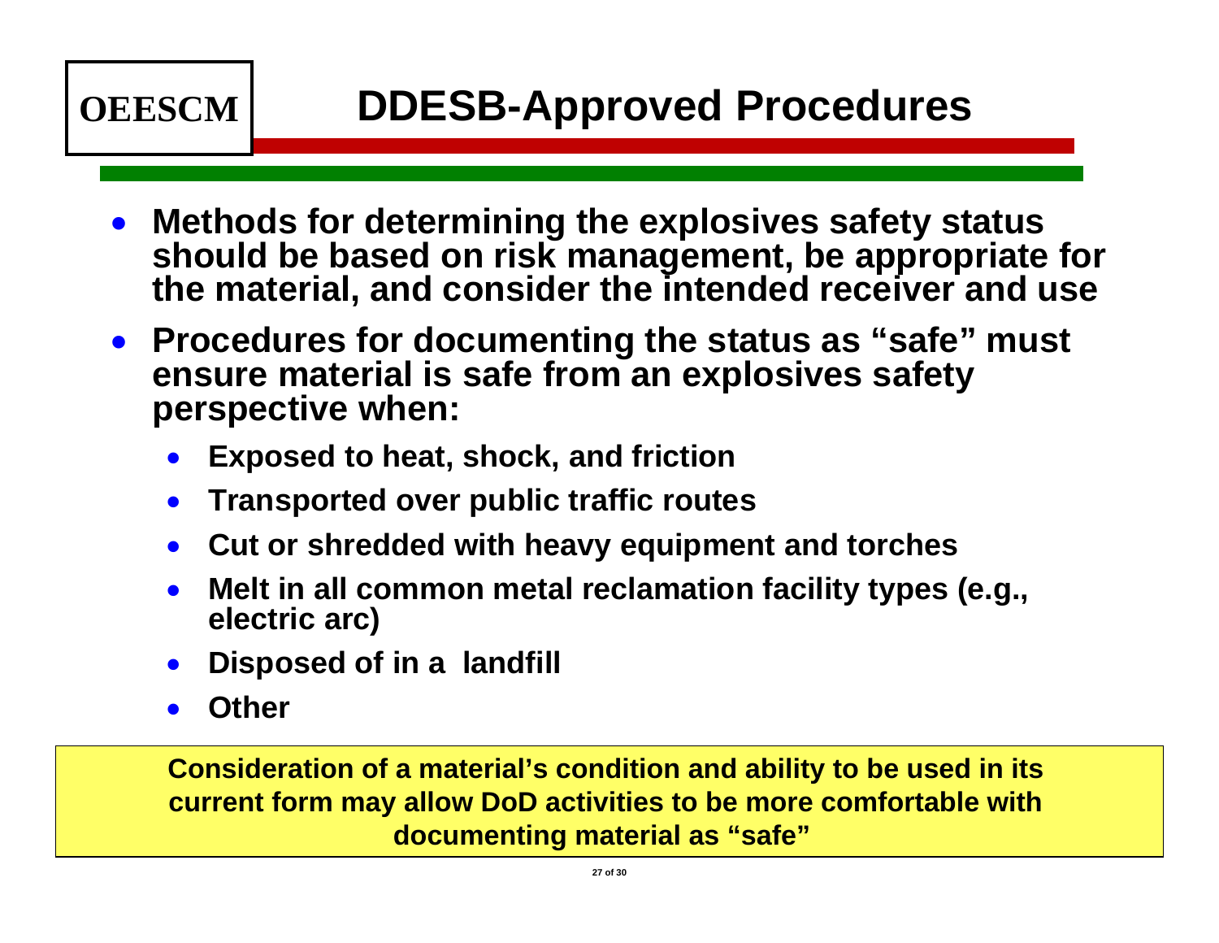OEESCM

# DDESB-Approved Procedures

- **Methods for determining the explosives safety status should be based on risk management, be appropriate for the material, and consider the intended receiver and use**
- **Procedures for documenting the status as "safe" must ensure material is safe from an explosives safety perspective when:**
  - **Exposed to heat, shock, and friction**
  - **Transported over public traffic routes**
  - **Cut or shredded with heavy equipment and torches**
  - **Melt in all common metal reclamation facility types (e.g., electric arc)**
  - **Disposed of in a landfill**
  - **Other**

**Consideration of a material's condition and ability to be used in its current form may allow DoD activities to be more comfortable with documenting material as "safe"**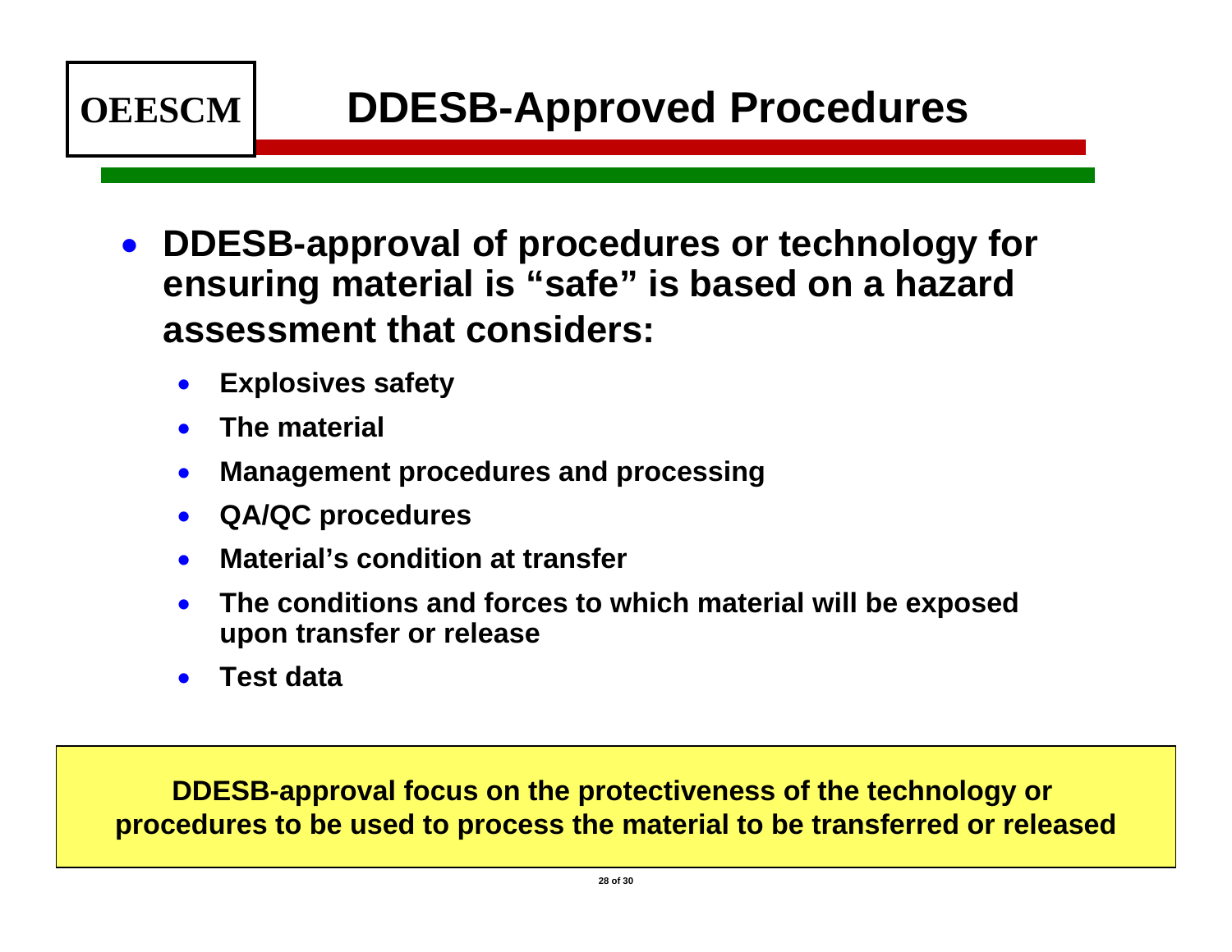OEESCM

# DDESB-Approved Procedures

- **DDESB-approval of procedures or technology for ensuring material is "safe" is based on a hazard assessment that considers:**
  - **Explosives safety**
  - **The material**
  - **Management procedures and processing**
  - **QA/QC procedures**
  - **Material's condition at transfer**
  - **The conditions and forces to which material will be exposed upon transfer or release**
  - **Test data**

**DDESB-approval focus on the protectiveness of the technology or procedures to be used to process the material to be transferred or released**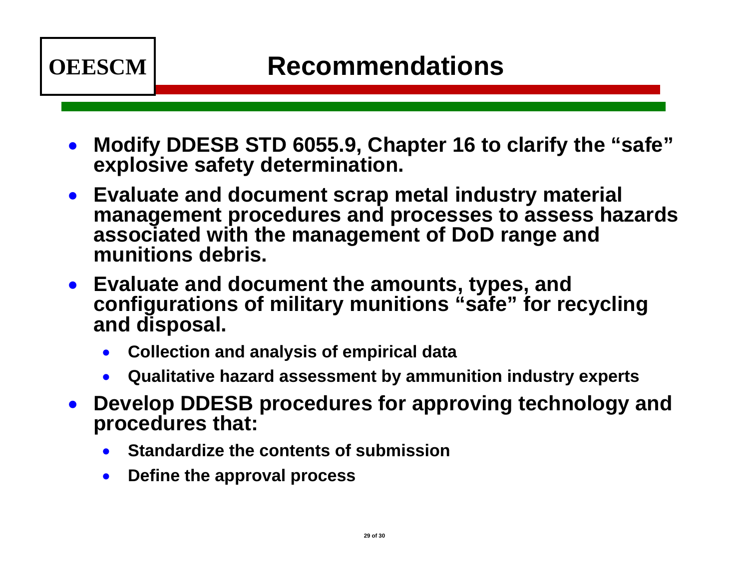OEESCM

# Recommendations

- **Modify DDESB STD 6055.9, Chapter 16 to clarify the "safe" explosive safety determination.**
- **Evaluate and document scrap metal industry material management procedures and processes to assess hazards associated with the management of DoD range and munitions debris.**
- **Evaluate and document the amounts, types, and configurations of military munitions "safe" for recycling and disposal.**
  - **Collection and analysis of empirical data**
  - **Qualitative hazard assessment by ammunition industry experts**
- **Develop DDESB procedures for approving technology and procedures that:**
  - **Standardize the contents of submission**
  - **Define the approval process**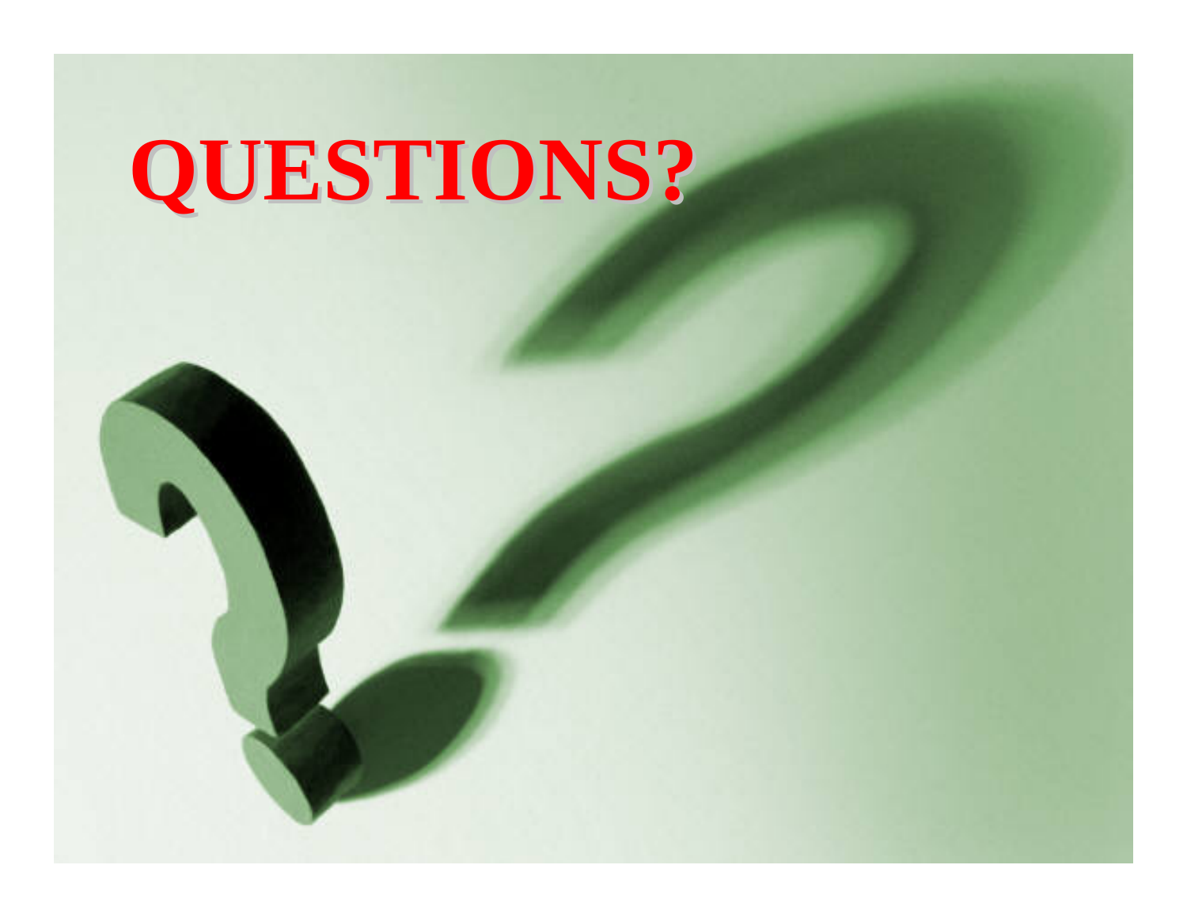# QUESTIONS?